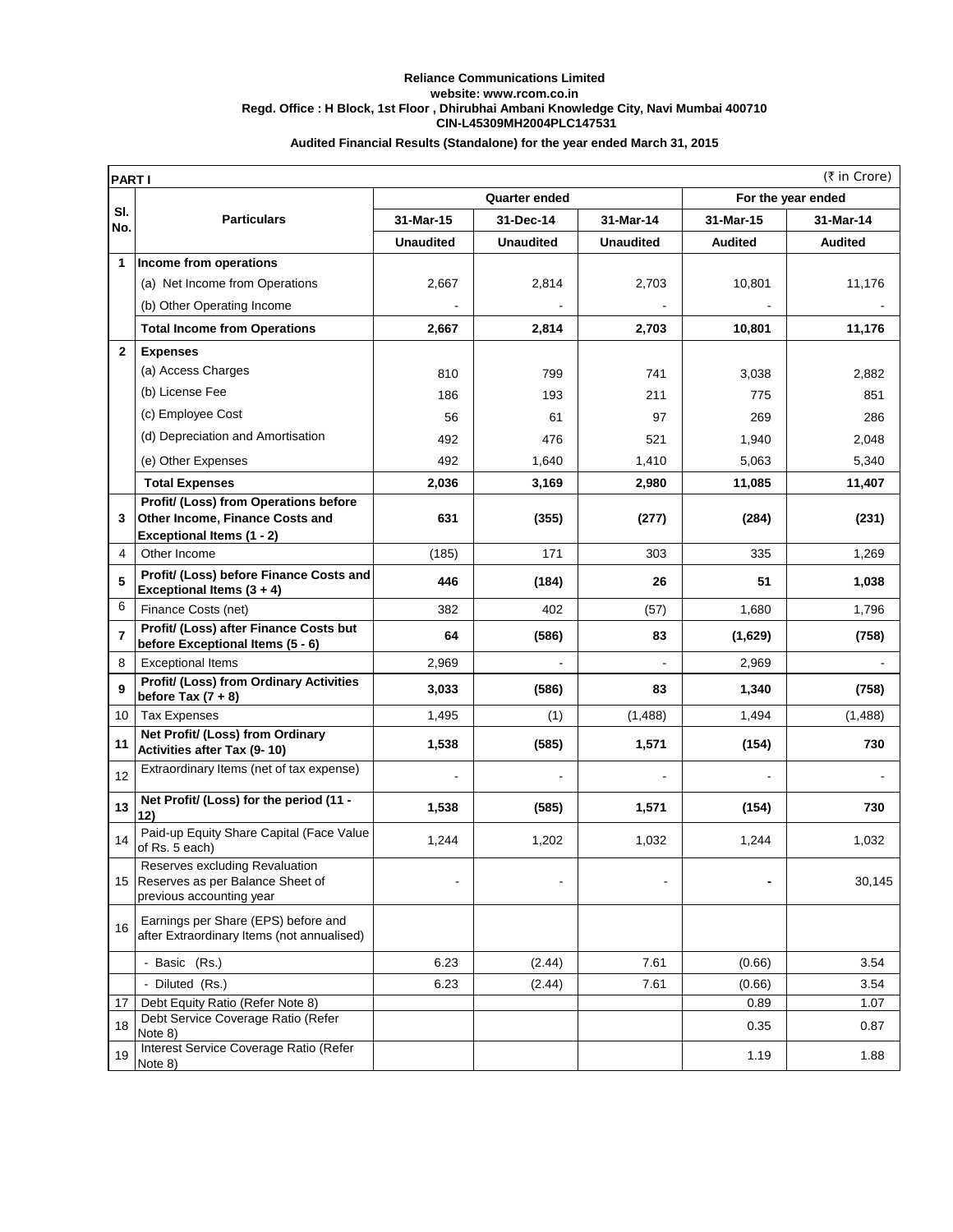**Reliance Communications Limited**
**website: www.rcom.co.in**
**Regd. Office : H Block, 1st Floor , Dhirubhai Ambani Knowledge City, Navi Mumbai 400710**
**CIN-L45309MH2004PLC147531**

**Audited Financial Results (Standalone) for the year ended March 31, 2015**

| **PART I** | | | | | | (₹ in Crore) |
|---|---|---|---|---|---|---|
| **Sl. No.** | **Particulars** | **Quarter ended** | | | **For the year ended** | |
| | | **31-Mar-15** | **31-Dec-14** | **31-Mar-14** | **31-Mar-15** | **31-Mar-14** |
| | | **Unaudited** | **Unaudited** | **Unaudited** | **Audited** | **Audited** |
| **1** | **Income from operations** | | | | | |
| | (a) Net Income from Operations | 2,667 | 2,814 | 2,703 | 10,801 | 11,176 |
| | (b) Other Operating Income | - | - | - | - | - |
| | **Total Income from Operations** | **2,667** | **2,814** | **2,703** | **10,801** | **11,176** |
| **2** | **Expenses** | | | | | |
| | (a) Access Charges | 810 | 799 | 741 | 3,038 | 2,882 |
| | (b) License Fee | 186 | 193 | 211 | 775 | 851 |
| | (c) Employee Cost | 56 | 61 | 97 | 269 | 286 |
| | (d) Depreciation and Amortisation | 492 | 476 | 521 | 1,940 | 2,048 |
| | (e) Other Expenses | 492 | 1,640 | 1,410 | 5,063 | 5,340 |
| | **Total Expenses** | **2,036** | **3,169** | **2,980** | **11,085** | **11,407** |
| **3** | **Profit/ (Loss) from Operations before Other Income, Finance Costs and Exceptional Items (1 - 2)** | **631** | **(355)** | **(277)** | **(284)** | **(231)** |
| 4 | Other Income | (185) | 171 | 303 | 335 | 1,269 |
| **5** | **Profit/ (Loss) before Finance Costs and Exceptional Items (3 + 4)** | **446** | **(184)** | **26** | **51** | **1,038** |
| 6 | Finance Costs (net) | 382 | 402 | (57) | 1,680 | 1,796 |
| **7** | **Profit/ (Loss) after Finance Costs but before Exceptional Items (5 - 6)** | **64** | **(586)** | **83** | **(1,629)** | **(758)** |
| 8 | Exceptional Items | 2,969 | - | - | 2,969 | - |
| **9** | **Profit/ (Loss) from Ordinary Activities before Tax (7 + 8)** | **3,033** | **(586)** | **83** | **1,340** | **(758)** |
| 10 | Tax Expenses | 1,495 | (1) | (1,488) | 1,494 | (1,488) |
| **11** | **Net Profit/ (Loss) from Ordinary Activities after Tax (9- 10)** | **1,538** | **(585)** | **1,571** | **(154)** | **730** |
| 12 | Extraordinary Items (net of tax expense) | - | - | - | - | - |
| **13** | **Net Profit/ (Loss) for the period (11 - 12)** | **1,538** | **(585)** | **1,571** | **(154)** | **730** |
| 14 | Paid-up Equity Share Capital (Face Value of Rs. 5 each) | 1,244 | 1,202 | 1,032 | 1,244 | 1,032 |
| 15 | Reserves excluding Revaluation Reserves as per Balance Sheet of previous accounting year | - | - | - | **-** | 30,145 |
| 16 | Earnings per Share (EPS) before and after Extraordinary Items (not annualised) | | | | | |
| | - Basic (Rs.) | 6.23 | (2.44) | 7.61 | (0.66) | 3.54 |
| | - Diluted (Rs.) | 6.23 | (2.44) | 7.61 | (0.66) | 3.54 |
| 17 | Debt Equity Ratio (Refer Note 8) | | | | 0.89 | 1.07 |
| 18 | Debt Service Coverage Ratio (Refer Note 8) | | | | 0.35 | 0.87 |
| 19 | Interest Service Coverage Ratio (Refer Note 8) | | | | 1.19 | 1.88 |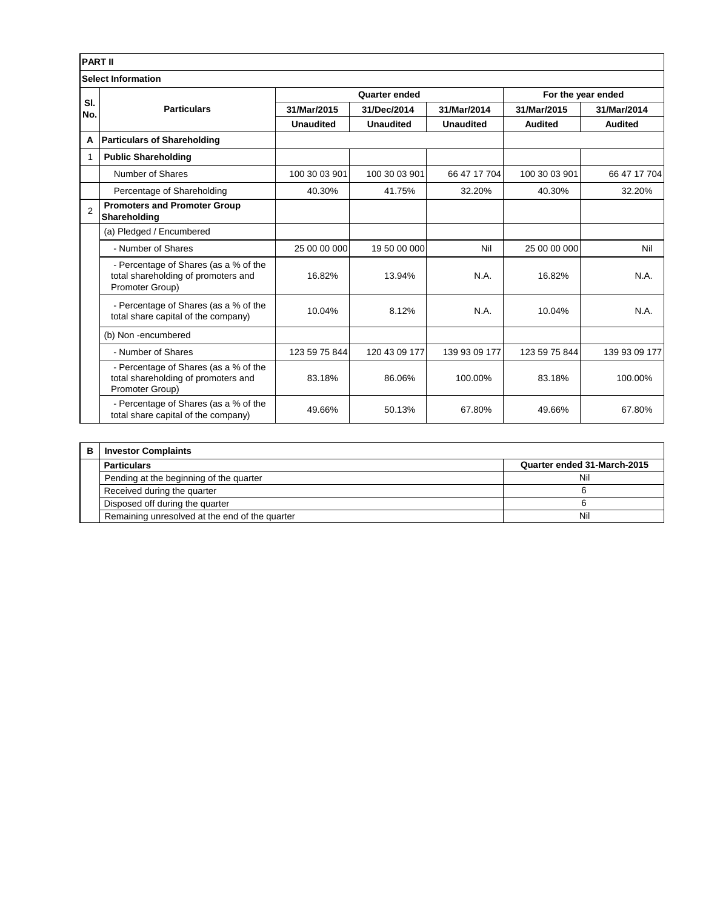| PART II | | | | | | |
|---|---|---|---|---|---|---|
| **Select Information** | | | | | | |
| **Sl. No.** | **Particulars** | **Quarter ended** | | | **For the year ended** | |
| | | **31/Mar/2015** | **31/Dec/2014** | **31/Mar/2014** | **31/Mar/2015** | **31/Mar/2014** |
| | | **Unaudited** | **Unaudited** | **Unaudited** | **Audited** | **Audited** |
| **A** | **Particulars of Shareholding** | | | | | |
| 1 | **Public Shareholding** | | | | | |
| | Number of Shares | 100 30 03 901 | 100 30 03 901 | 66 47 17 704 | 100 30 03 901 | 66 47 17 704 |
| | Percentage of Shareholding | 40.30% | 41.75% | 32.20% | 40.30% | 32.20% |
| 2 | **Promoters and Promoter Group Shareholding** | | | | | |
| | (a) Pledged / Encumbered | | | | | |
| | - Number of Shares | 25 00 00 000 | 19 50 00 000 | Nil | 25 00 00 000 | Nil |
| | - Percentage of Shares (as a % of the total shareholding of promoters and Promoter Group) | 16.82% | 13.94% | N.A. | 16.82% | N.A. |
| | - Percentage of Shares (as a % of the total share capital of the company) | 10.04% | 8.12% | N.A. | 10.04% | N.A. |
| | (b) Non -encumbered | | | | | |
| | - Number of Shares | 123 59 75 844 | 120 43 09 177 | 139 93 09 177 | 123 59 75 844 | 139 93 09 177 |
| | - Percentage of Shares (as a % of the total shareholding of promoters and Promoter Group) | 83.18% | 86.06% | 100.00% | 83.18% | 100.00% |
| | - Percentage of Shares (as a % of the total share capital of the company) | 49.66% | 50.13% | 67.80% | 49.66% | 67.80% |

| B | Investor Complaints | |
|---|---|---|
| | **Particulars** | **Quarter ended 31-March-2015** |
| | Pending at the beginning of the quarter | Nil |
| | Received during the quarter | 6 |
| | Disposed off during the quarter | 6 |
| | Remaining unresolved at the end of the quarter | Nil |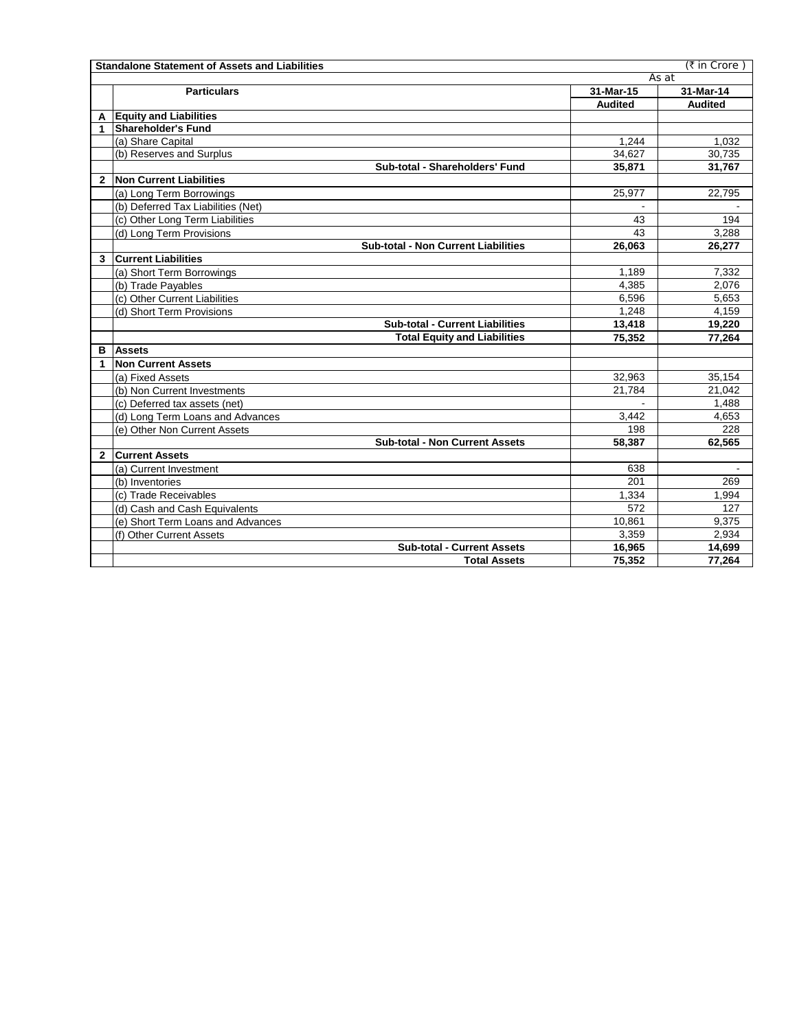| | Standalone Statement of Assets and Liabilities | | (₹ in Crore ) |
|---|---|---|---|
| | | As at | |
| | Particulars | 31-Mar-15 | 31-Mar-14 |
| | | Audited | Audited |
| A | **Equity and Liabilities** | | |
| 1 | **Shareholder's Fund** | | |
| | (a) Share Capital | 1,244 | 1,032 |
| | (b) Reserves and Surplus | 34,627 | 30,735 |
| | **Sub-total - Shareholders' Fund** | **35,871** | **31,767** |
| 2 | **Non Current Liabilities** | | |
| | (a) Long Term Borrowings | 25,977 | 22,795 |
| | (b) Deferred Tax Liabilities (Net) | - | - |
| | (c) Other Long Term Liabilities | 43 | 194 |
| | (d) Long Term Provisions | 43 | 3,288 |
| | **Sub-total - Non Current Liabilities** | **26,063** | **26,277** |
| 3 | **Current Liabilities** | | |
| | (a) Short Term Borrowings | 1,189 | 7,332 |
| | (b) Trade Payables | 4,385 | 2,076 |
| | (c) Other Current Liabilities | 6,596 | 5,653 |
| | (d) Short Term Provisions | 1,248 | 4,159 |
| | **Sub-total - Current Liabilities** | **13,418** | **19,220** |
| | **Total Equity and Liabilities** | **75,352** | **77,264** |
| B | **Assets** | | |
| 1 | **Non Current Assets** | | |
| | (a) Fixed Assets | 32,963 | 35,154 |
| | (b) Non Current Investments | 21,784 | 21,042 |
| | (c) Deferred tax assets (net) | - | 1,488 |
| | (d) Long Term Loans and Advances | 3,442 | 4,653 |
| | (e) Other Non Current Assets | 198 | 228 |
| | **Sub-total - Non Current Assets** | **58,387** | **62,565** |
| 2 | **Current Assets** | | |
| | (a) Current Investment | 638 | - |
| | (b) Inventories | 201 | 269 |
| | (c) Trade Receivables | 1,334 | 1,994 |
| | (d) Cash and Cash Equivalents | 572 | 127 |
| | (e) Short Term Loans and Advances | 10,861 | 9,375 |
| | (f) Other Current Assets | 3,359 | 2,934 |
| | **Sub-total - Current Assets** | **16,965** | **14,699** |
| | **Total Assets** | **75,352** | **77,264** |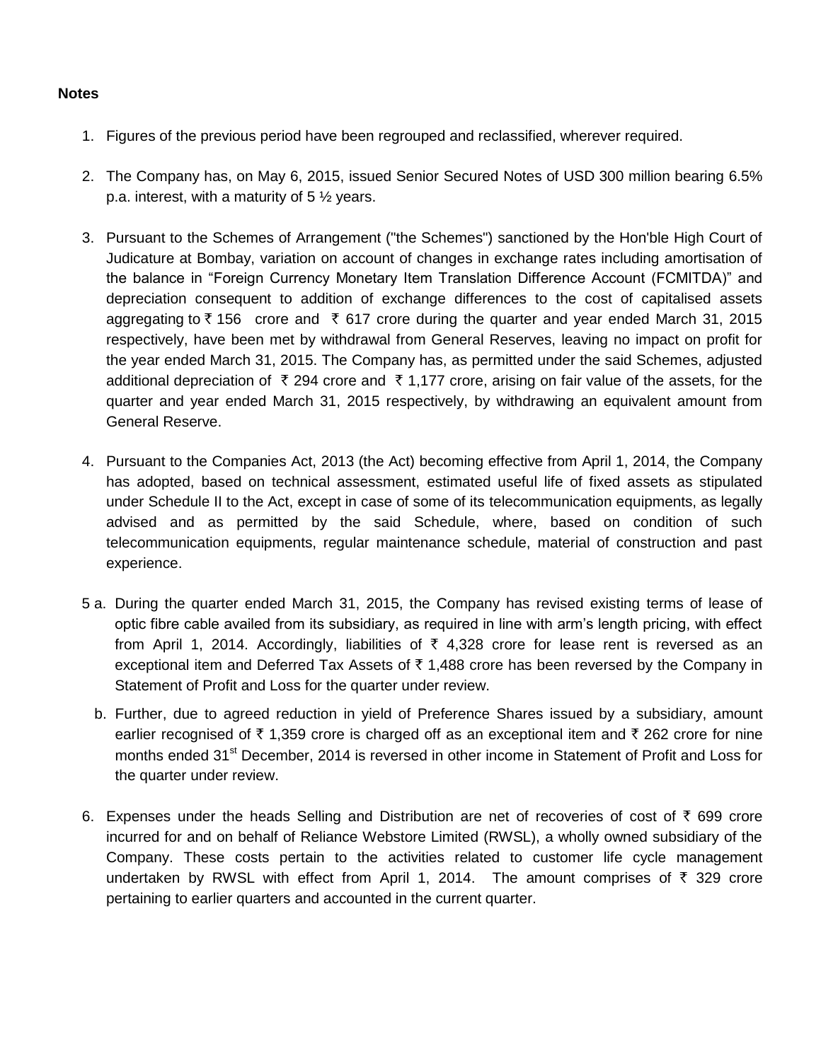**Notes**

1. Figures of the previous period have been regrouped and reclassified, wherever required.

2. The Company has, on May 6, 2015, issued Senior Secured Notes of USD 300 million bearing 6.5% p.a. interest, with a maturity of 5 ½ years.

3. Pursuant to the Schemes of Arrangement ("the Schemes") sanctioned by the Hon'ble High Court of Judicature at Bombay, variation on account of changes in exchange rates including amortisation of the balance in "Foreign Currency Monetary Item Translation Difference Account (FCMITDA)" and depreciation consequent to addition of exchange differences to the cost of capitalised assets aggregating to ₹ 156 crore and ₹ 617 crore during the quarter and year ended March 31, 2015 respectively, have been met by withdrawal from General Reserves, leaving no impact on profit for the year ended March 31, 2015. The Company has, as permitted under the said Schemes, adjusted additional depreciation of ₹ 294 crore and ₹ 1,177 crore, arising on fair value of the assets, for the quarter and year ended March 31, 2015 respectively, by withdrawing an equivalent amount from General Reserve.

4. Pursuant to the Companies Act, 2013 (the Act) becoming effective from April 1, 2014, the Company has adopted, based on technical assessment, estimated useful life of fixed assets as stipulated under Schedule II to the Act, except in case of some of its telecommunication equipments, as legally advised and as permitted by the said Schedule, where, based on condition of such telecommunication equipments, regular maintenance schedule, material of construction and past experience.

5 a. During the quarter ended March 31, 2015, the Company has revised existing terms of lease of optic fibre cable availed from its subsidiary, as required in line with arm's length pricing, with effect from April 1, 2014. Accordingly, liabilities of ₹ 4,328 crore for lease rent is reversed as an exceptional item and Deferred Tax Assets of ₹ 1,488 crore has been reversed by the Company in Statement of Profit and Loss for the quarter under review.

b. Further, due to agreed reduction in yield of Preference Shares issued by a subsidiary, amount earlier recognised of ₹ 1,359 crore is charged off as an exceptional item and ₹ 262 crore for nine months ended 31st December, 2014 is reversed in other income in Statement of Profit and Loss for the quarter under review.

6. Expenses under the heads Selling and Distribution are net of recoveries of cost of ₹ 699 crore incurred for and on behalf of Reliance Webstore Limited (RWSL), a wholly owned subsidiary of the Company. These costs pertain to the activities related to customer life cycle management undertaken by RWSL with effect from April 1, 2014. The amount comprises of ₹ 329 crore pertaining to earlier quarters and accounted in the current quarter.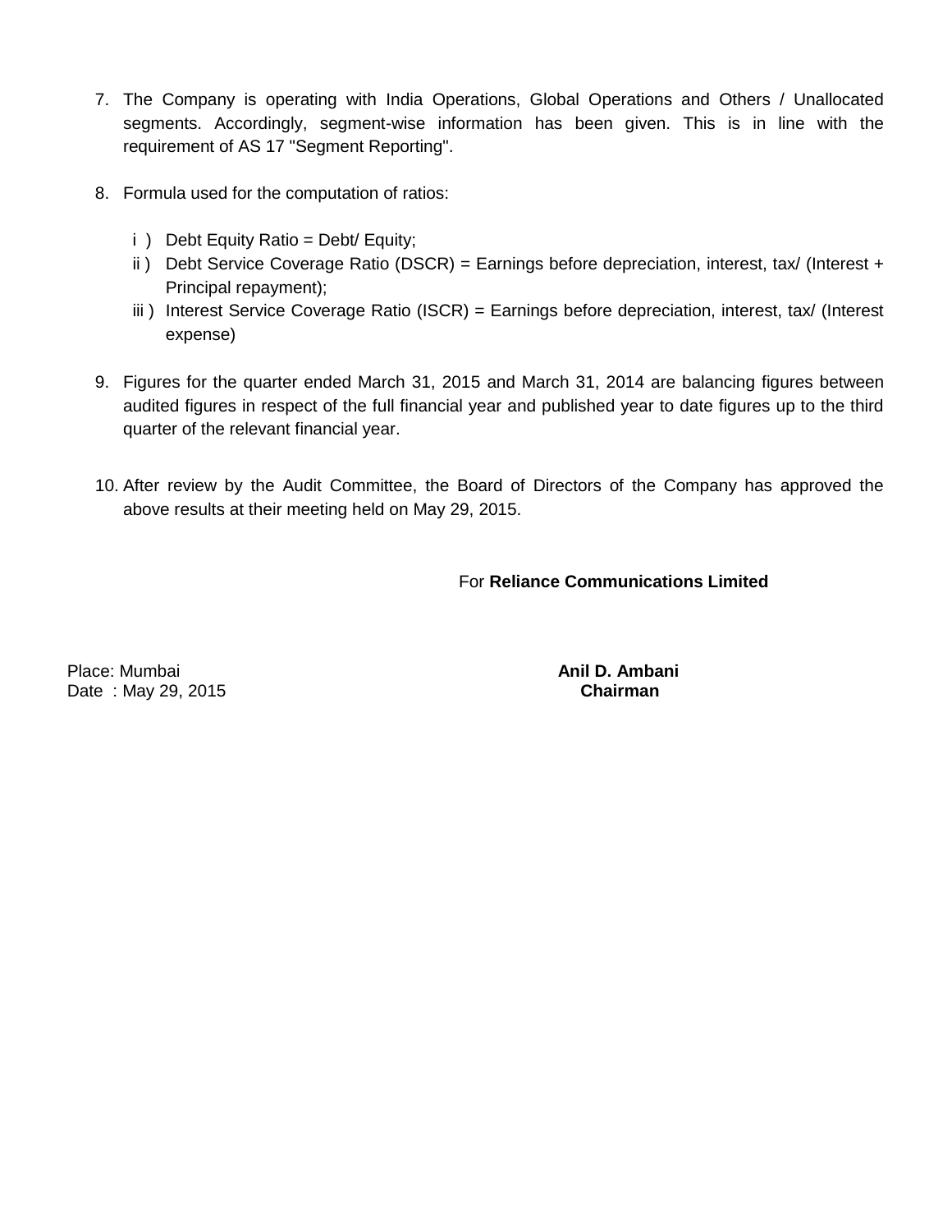7. The Company is operating with India Operations, Global Operations and Others / Unallocated segments. Accordingly, segment-wise information has been given. This is in line with the requirement of AS 17 "Segment Reporting".

8. Formula used for the computation of ratios:

   i ) Debt Equity Ratio = Debt/ Equity;

   ii ) Debt Service Coverage Ratio (DSCR) = Earnings before depreciation, interest, tax/ (Interest + Principal repayment);

   iii ) Interest Service Coverage Ratio (ISCR) = Earnings before depreciation, interest, tax/ (Interest expense)

9. Figures for the quarter ended March 31, 2015 and March 31, 2014 are balancing figures between audited figures in respect of the full financial year and published year to date figures up to the third quarter of the relevant financial year.

10. After review by the Audit Committee, the Board of Directors of the Company has approved the above results at their meeting held on May 29, 2015.

For **Reliance Communications Limited**

Place: Mumbai
Date : May 29, 2015

**Anil D. Ambani**
**Chairman**